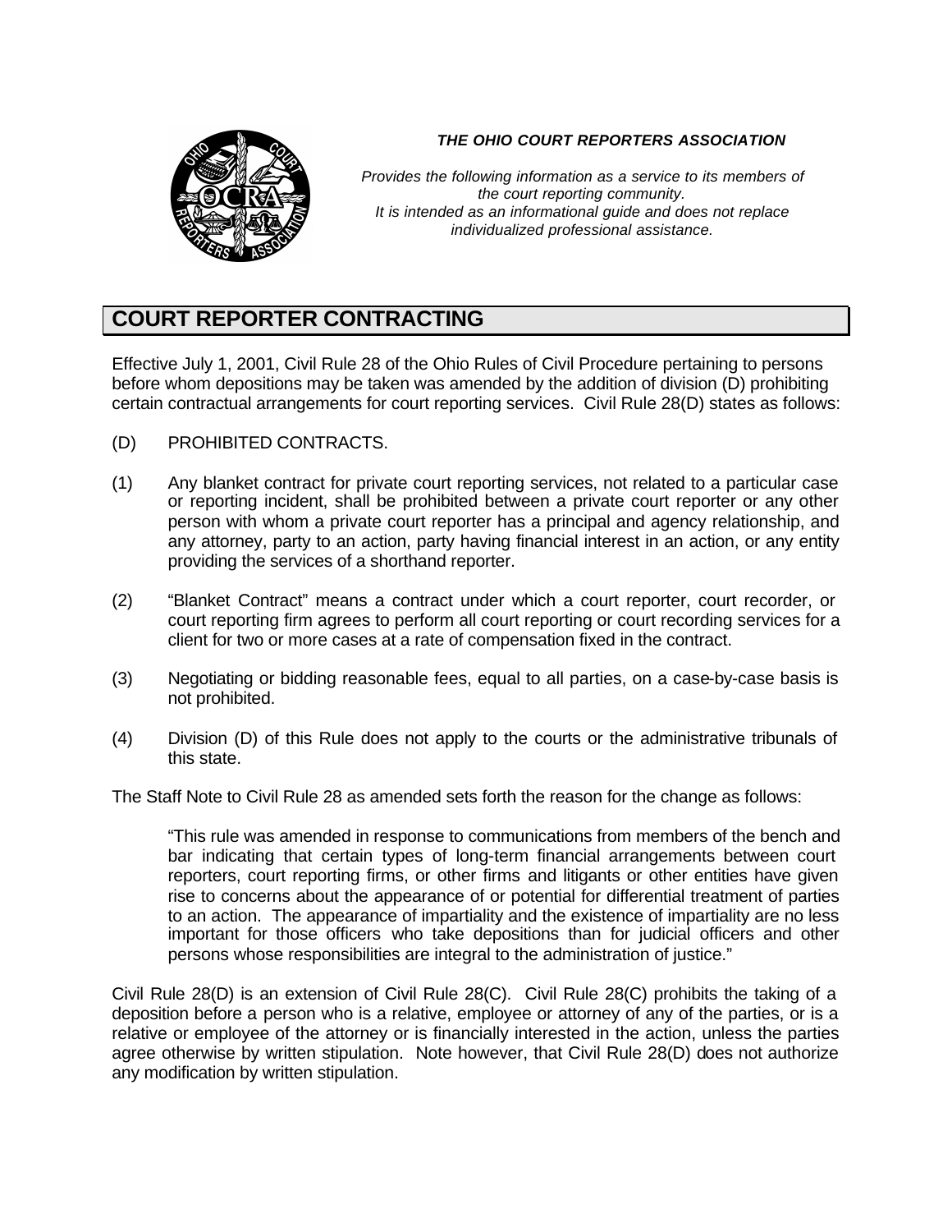***THE OHIO COURT REPORTERS ASSOCIATION***

*Provides the following information as a service to its members of the court reporting community. It is intended as an informational guide and does not replace individualized professional assistance.*

# COURT REPORTER CONTRACTING

Effective July 1, 2001, Civil Rule 28 of the Ohio Rules of Civil Procedure pertaining to persons before whom depositions may be taken was amended by the addition of division (D) prohibiting certain contractual arrangements for court reporting services. Civil Rule 28(D) states as follows:

(D) PROHIBITED CONTRACTS.

(1) Any blanket contract for private court reporting services, not related to a particular case or reporting incident, shall be prohibited between a private court reporter or any other person with whom a private court reporter has a principal and agency relationship, and any attorney, party to an action, party having financial interest in an action, or any entity providing the services of a shorthand reporter.

(2) "Blanket Contract" means a contract under which a court reporter, court recorder, or court reporting firm agrees to perform all court reporting or court recording services for a client for two or more cases at a rate of compensation fixed in the contract.

(3) Negotiating or bidding reasonable fees, equal to all parties, on a case-by-case basis is not prohibited.

(4) Division (D) of this Rule does not apply to the courts or the administrative tribunals of this state.

The Staff Note to Civil Rule 28 as amended sets forth the reason for the change as follows:

> "This rule was amended in response to communications from members of the bench and bar indicating that certain types of long-term financial arrangements between court reporters, court reporting firms, or other firms and litigants or other entities have given rise to concerns about the appearance of or potential for differential treatment of parties to an action. The appearance of impartiality and the existence of impartiality are no less important for those officers who take depositions than for judicial officers and other persons whose responsibilities are integral to the administration of justice."

Civil Rule 28(D) is an extension of Civil Rule 28(C). Civil Rule 28(C) prohibits the taking of a deposition before a person who is a relative, employee or attorney of any of the parties, or is a relative or employee of the attorney or is financially interested in the action, unless the parties agree otherwise by written stipulation. Note however, that Civil Rule 28(D) does not authorize any modification by written stipulation.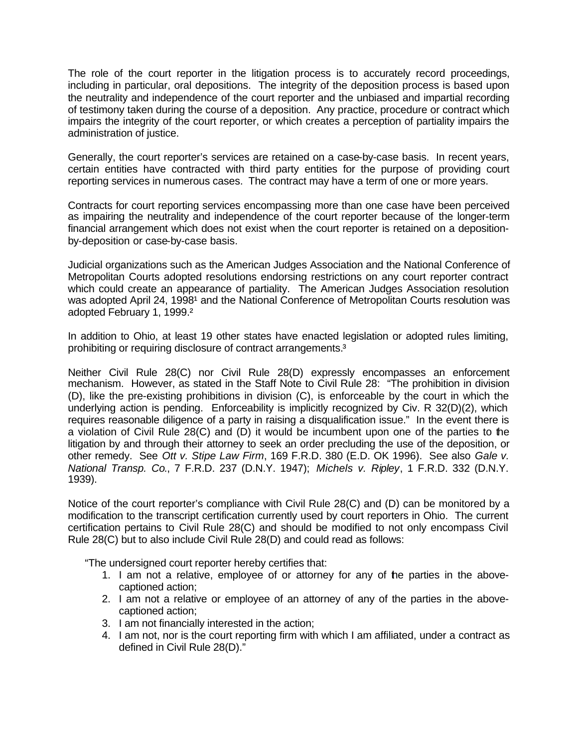The role of the court reporter in the litigation process is to accurately record proceedings, including in particular, oral depositions. The integrity of the deposition process is based upon the neutrality and independence of the court reporter and the unbiased and impartial recording of testimony taken during the course of a deposition. Any practice, procedure or contract which impairs the integrity of the court reporter, or which creates a perception of partiality impairs the administration of justice.

Generally, the court reporter's services are retained on a case-by-case basis. In recent years, certain entities have contracted with third party entities for the purpose of providing court reporting services in numerous cases. The contract may have a term of one or more years.

Contracts for court reporting services encompassing more than one case have been perceived as impairing the neutrality and independence of the court reporter because of the longer-term financial arrangement which does not exist when the court reporter is retained on a deposition-by-deposition or case-by-case basis.

Judicial organizations such as the American Judges Association and the National Conference of Metropolitan Courts adopted resolutions endorsing restrictions on any court reporter contract which could create an appearance of partiality. The American Judges Association resolution was adopted April 24, 1998[1] and the National Conference of Metropolitan Courts resolution was adopted February 1, 1999.[2]

In addition to Ohio, at least 19 other states have enacted legislation or adopted rules limiting, prohibiting or requiring disclosure of contract arrangements.[3]

Neither Civil Rule 28(C) nor Civil Rule 28(D) expressly encompasses an enforcement mechanism. However, as stated in the Staff Note to Civil Rule 28: "The prohibition in division (D), like the pre-existing prohibitions in division (C), is enforceable by the court in which the underlying action is pending. Enforceability is implicitly recognized by Civ. R 32(D)(2), which requires reasonable diligence of a party in raising a disqualification issue." In the event there is a violation of Civil Rule 28(C) and (D) it would be incumbent upon one of the parties to the litigation by and through their attorney to seek an order precluding the use of the deposition, or other remedy. See *Ott v. Stipe Law Firm*, 169 F.R.D. 380 (E.D. OK 1996). See also *Gale v. National Transp. Co.*, 7 F.R.D. 237 (D.N.Y. 1947); *Michels v. Ripley*, 1 F.R.D. 332 (D.N.Y. 1939).

Notice of the court reporter's compliance with Civil Rule 28(C) and (D) can be monitored by a modification to the transcript certification currently used by court reporters in Ohio. The current certification pertains to Civil Rule 28(C) and should be modified to not only encompass Civil Rule 28(C) but to also include Civil Rule 28(D) and could read as follows:

"The undersigned court reporter hereby certifies that:

1. I am not a relative, employee of or attorney for any of the parties in the above-captioned action;
2. I am not a relative or employee of an attorney of any of the parties in the above-captioned action;
3. I am not financially interested in the action;
4. I am not, nor is the court reporting firm with which I am affiliated, under a contract as defined in Civil Rule 28(D)."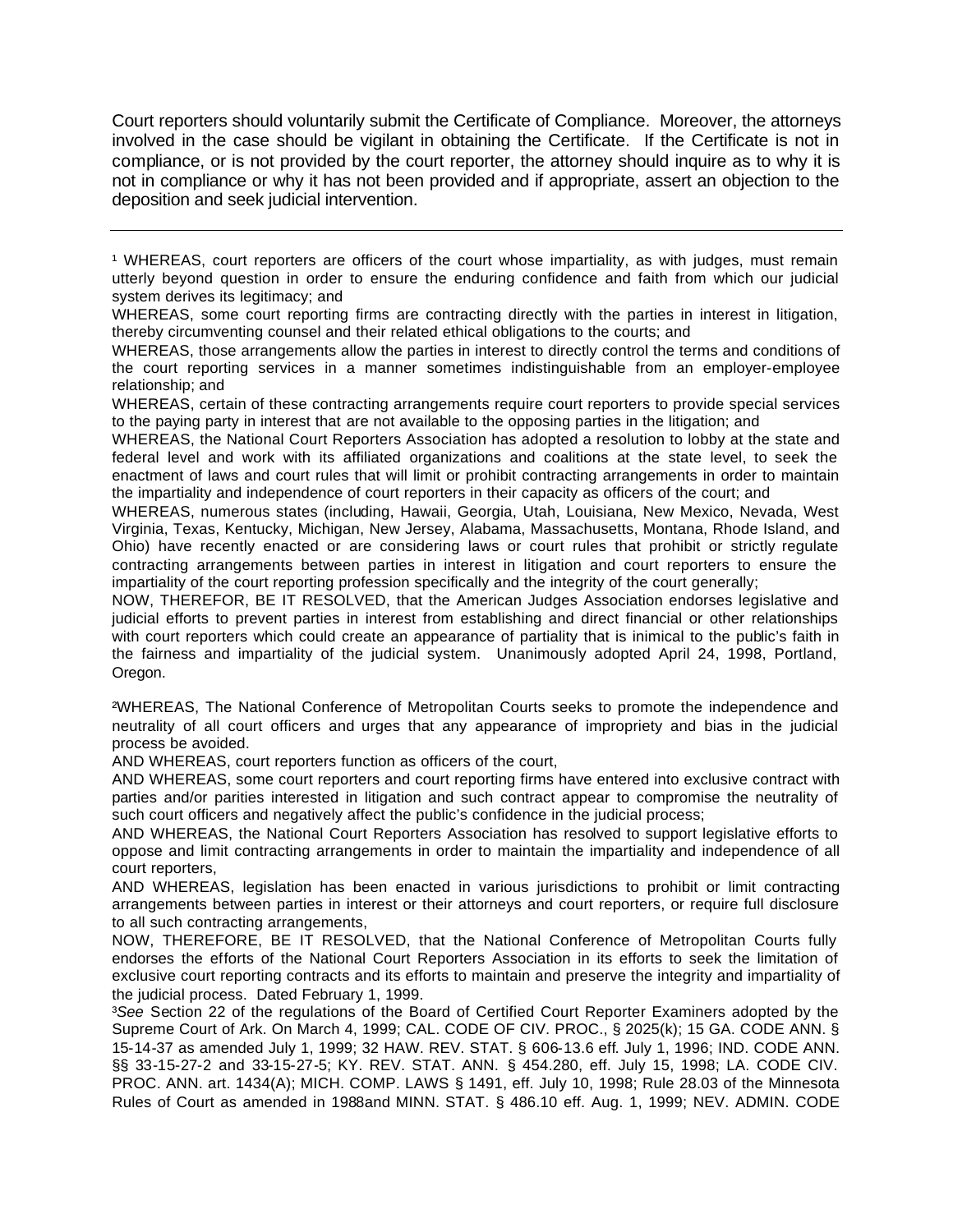Court reporters should voluntarily submit the Certificate of Compliance. Moreover, the attorneys involved in the case should be vigilant in obtaining the Certificate. If the Certificate is not in compliance, or is not provided by the court reporter, the attorney should inquire as to why it is not in compliance or why it has not been provided and if appropriate, assert an objection to the deposition and seek judicial intervention.

---

[1] WHEREAS, court reporters are officers of the court whose impartiality, as with judges, must remain utterly beyond question in order to ensure the enduring confidence and faith from which our judicial system derives its legitimacy; and

WHEREAS, some court reporting firms are contracting directly with the parties in interest in litigation, thereby circumventing counsel and their related ethical obligations to the courts; and

WHEREAS, those arrangements allow the parties in interest to directly control the terms and conditions of the court reporting services in a manner sometimes indistinguishable from an employer-employee relationship; and

WHEREAS, certain of these contracting arrangements require court reporters to provide special services to the paying party in interest that are not available to the opposing parties in the litigation; and

WHEREAS, the National Court Reporters Association has adopted a resolution to lobby at the state and federal level and work with its affiliated organizations and coalitions at the state level, to seek the enactment of laws and court rules that will limit or prohibit contracting arrangements in order to maintain the impartiality and independence of court reporters in their capacity as officers of the court; and

WHEREAS, numerous states (including, Hawaii, Georgia, Utah, Louisiana, New Mexico, Nevada, West Virginia, Texas, Kentucky, Michigan, New Jersey, Alabama, Massachusetts, Montana, Rhode Island, and Ohio) have recently enacted or are considering laws or court rules that prohibit or strictly regulate contracting arrangements between parties in interest in litigation and court reporters to ensure the impartiality of the court reporting profession specifically and the integrity of the court generally;

NOW, THEREFOR, BE IT RESOLVED, that the American Judges Association endorses legislative and judicial efforts to prevent parties in interest from establishing and direct financial or other relationships with court reporters which could create an appearance of partiality that is inimical to the public's faith in the fairness and impartiality of the judicial system. Unanimously adopted April 24, 1998, Portland, Oregon.

[2]WHEREAS, The National Conference of Metropolitan Courts seeks to promote the independence and neutrality of all court officers and urges that any appearance of impropriety and bias in the judicial process be avoided.

AND WHEREAS, court reporters function as officers of the court,

AND WHEREAS, some court reporters and court reporting firms have entered into exclusive contract with parties and/or parities interested in litigation and such contract appear to compromise the neutrality of such court officers and negatively affect the public's confidence in the judicial process;

AND WHEREAS, the National Court Reporters Association has resolved to support legislative efforts to oppose and limit contracting arrangements in order to maintain the impartiality and independence of all court reporters,

AND WHEREAS, legislation has been enacted in various jurisdictions to prohibit or limit contracting arrangements between parties in interest or their attorneys and court reporters, or require full disclosure to all such contracting arrangements,

NOW, THEREFORE, BE IT RESOLVED, that the National Conference of Metropolitan Courts fully endorses the efforts of the National Court Reporters Association in its efforts to seek the limitation of exclusive court reporting contracts and its efforts to maintain and preserve the integrity and impartiality of the judicial process. Dated February 1, 1999.

[3]*See* Section 22 of the regulations of the Board of Certified Court Reporter Examiners adopted by the Supreme Court of Ark. On March 4, 1999; CAL. CODE OF CIV. PROC., § 2025(k); 15 GA. CODE ANN. § 15-14-37 as amended July 1, 1999; 32 HAW. REV. STAT. § 606-13.6 eff. July 1, 1996; IND. CODE ANN. §§ 33-15-27-2 and 33-15-27-5; KY. REV. STAT. ANN. § 454.280, eff. July 15, 1998; LA. CODE CIV. PROC. ANN. art. 1434(A); MICH. COMP. LAWS § 1491, eff. July 10, 1998; Rule 28.03 of the Minnesota Rules of Court as amended in 1988and MINN. STAT. § 486.10 eff. Aug. 1, 1999; NEV. ADMIN. CODE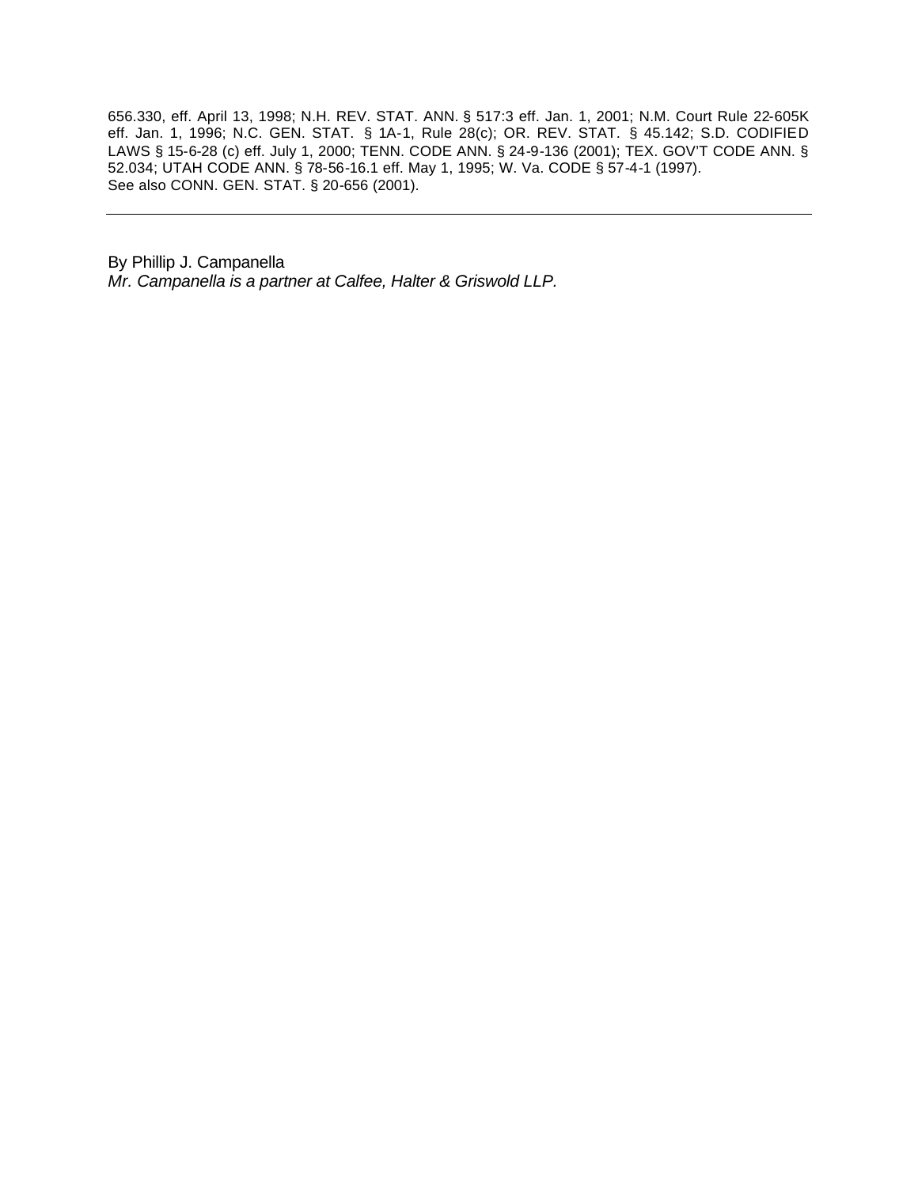656.330, eff. April 13, 1998; N.H. REV. STAT. ANN. § 517:3 eff. Jan. 1, 2001; N.M. Court Rule 22-605K eff. Jan. 1, 1996; N.C. GEN. STAT. § 1A-1, Rule 28(c); OR. REV. STAT. § 45.142; S.D. CODIFIED LAWS § 15-6-28 (c) eff. July 1, 2000; TENN. CODE ANN. § 24-9-136 (2001); TEX. GOV'T CODE ANN. § 52.034; UTAH CODE ANN. § 78-56-16.1 eff. May 1, 1995; W. Va. CODE § 57-4-1 (1997).
See also CONN. GEN. STAT. § 20-656 (2001).

---

By Phillip J. Campanella
*Mr. Campanella is a partner at Calfee, Halter & Griswold LLP.*